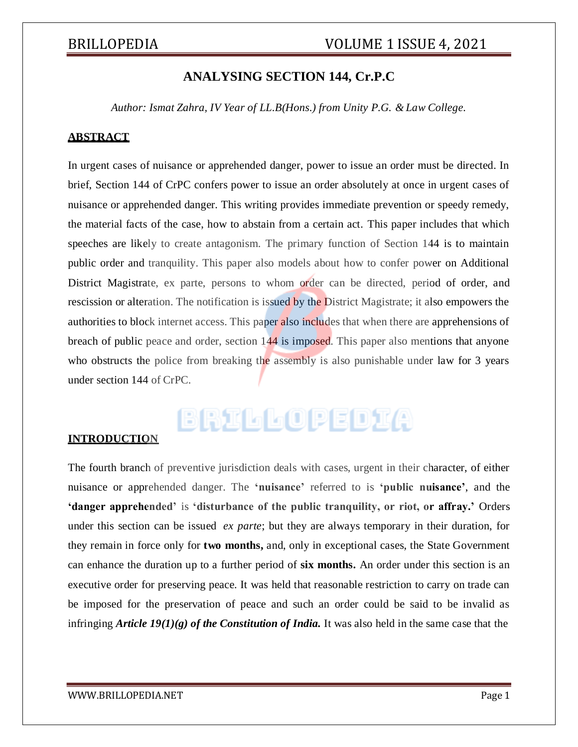# ANALYSING SECTION 144, Cr.P.C

*Author: Ismat Zahra, IV Year of LL.B(Hons.) from Unity P.G. & Law College.*

## ABSTRACT

In urgent cases of nuisance or apprehended danger, power to issue an order must be directed. In brief, Section 144 of CrPC confers power to issue an order absolutely at once in urgent cases of nuisance or apprehended danger. This writing provides immediate prevention or speedy remedy, the material facts of the case, how to abstain from a certain act. This paper includes that which speeches are likely to create antagonism. The primary function of Section 144 is to maintain public order and tranquility. This paper also models about how to confer power on Additional District Magistrate, ex parte, persons to whom order can be directed, period of order, and rescission or alteration. The notification is issued by the District Magistrate; it also empowers the authorities to block internet access. This paper also includes that when there are apprehensions of breach of public peace and order, section 144 is imposed. This paper also mentions that anyone who obstructs the police from breaking the assembly is also punishable under law for 3 years under section 144 of CrPC.

## INTRODUCTION

The fourth branch of preventive jurisdiction deals with cases, urgent in their character, of either nuisance or apprehended danger. The **'nuisance'** referred to is **'public nuisance'**, and the **'danger apprehended'** is **'disturbance of the public tranquility, or riot, or affray.'** Orders under this section can be issued *ex parte*; but they are always temporary in their duration, for they remain in force only for **two months,** and, only in exceptional cases, the State Government can enhance the duration up to a further period of **six months.** An order under this section is an executive order for preserving peace. It was held that reasonable restriction to carry on trade can be imposed for the preservation of peace and such an order could be said to be invalid as infringing ***Article 19(1)(g) of the Constitution of India.*** It was also held in the same case that the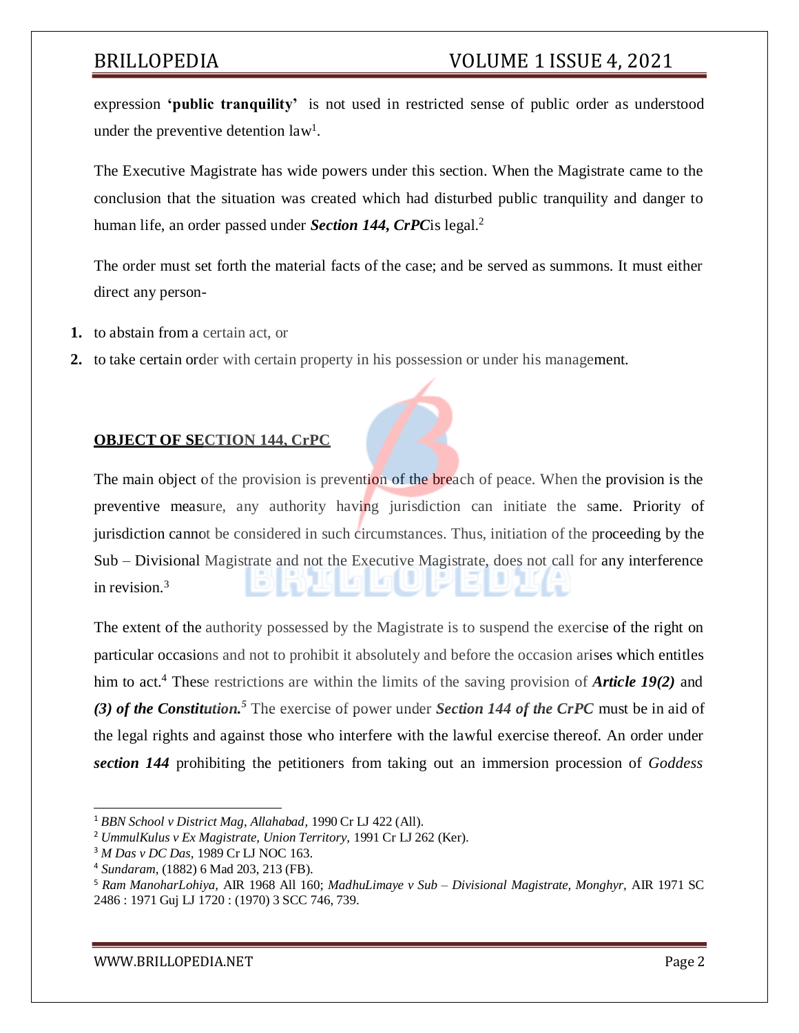expression **'public tranquility'** is not used in restricted sense of public order as understood under the preventive detention law[1].

The Executive Magistrate has wide powers under this section. When the Magistrate came to the conclusion that the situation was created which had disturbed public tranquility and danger to human life, an order passed under ***Section 144, CrPC***is legal.[2]

The order must set forth the material facts of the case; and be served as summons. It must either direct any person-

1. to abstain from a certain act, or
2. to take certain order with certain property in his possession or under his management.

## OBJECT OF SECTION 144, CrPC

The main object of the provision is prevention of the breach of peace. When the provision is the preventive measure, any authority having jurisdiction can initiate the same. Priority of jurisdiction cannot be considered in such circumstances. Thus, initiation of the proceeding by the Sub – Divisional Magistrate and not the Executive Magistrate, does not call for any interference in revision.[3]

The extent of the authority possessed by the Magistrate is to suspend the exercise of the right on particular occasions and not to prohibit it absolutely and before the occasion arises which entitles him to act.[4] These restrictions are within the limits of the saving provision of ***Article 19(2)*** and ***(3) of the Constitution.***[5] The exercise of power under ***Section 144 of the CrPC*** must be in aid of the legal rights and against those who interfere with the lawful exercise thereof. An order under ***section 144*** prohibiting the petitioners from taking out an immersion procession of *Goddess*

---

[1] *BBN School v District Mag, Allahabad,* 1990 Cr LJ 422 (All).

[2] *UmmulKulus v Ex Magistrate, Union Territory,* 1991 Cr LJ 262 (Ker).

[3] *M Das v DC Das,* 1989 Cr LJ NOC 163.

[4] *Sundaram,* (1882) 6 Mad 203, 213 (FB).

[5] *Ram ManoharLohiya,* AIR 1968 All 160; *MadhuLimaye v Sub – Divisional Magistrate, Monghyr,* AIR 1971 SC 2486 : 1971 Guj LJ 1720 : (1970) 3 SCC 746, 739.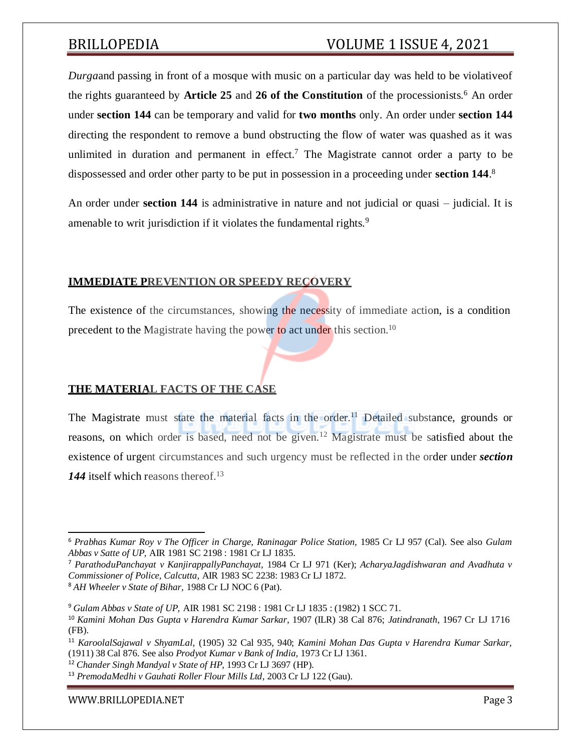*Durga*and passing in front of a mosque with music on a particular day was held to be violativeof the rights guaranteed by **Article 25** and **26 of the Constitution** of the processionists.[6] An order under **section 144** can be temporary and valid for **two months** only. An order under **section 144** directing the respondent to remove a bund obstructing the flow of water was quashed as it was unlimited in duration and permanent in effect.[7] The Magistrate cannot order a party to be dispossessed and order other party to be put in possession in a proceeding under **section 144**.[8]

An order under **section 144** is administrative in nature and not judicial or quasi – judicial. It is amenable to writ jurisdiction if it violates the fundamental rights.[9]

## IMMEDIATE PREVENTION OR SPEEDY RECOVERY

The existence of the circumstances, showing the necessity of immediate action, is a condition precedent to the Magistrate having the power to act under this section.[10]

## THE MATERIAL FACTS OF THE CASE

The Magistrate must state the material facts in the order.[11] Detailed substance, grounds or reasons, on which order is based, need not be given.[12] Magistrate must be satisfied about the existence of urgent circumstances and such urgency must be reflected in the order under ***section 144*** itself which reasons thereof.[13]

---

[6] *Prabhas Kumar Roy v The Officer in Charge, Raninagar Police Station,* 1985 Cr LJ 957 (Cal). See also *Gulam Abbas v Satte of UP,* AIR 1981 SC 2198 : 1981 Cr LJ 1835.

[7] *ParathoduPanchayat v KanjirappallyPanchayat,* 1984 Cr LJ 971 (Ker); *AcharyaJagdishwaran and Avadhuta v Commissioner of Police, Calcutta,* AIR 1983 SC 2238: 1983 Cr LJ 1872.

[8] *AH Wheeler v State of Bihar,* 1988 Cr LJ NOC 6 (Pat).

[9] *Gulam Abbas v State of UP,* AIR 1981 SC 2198 : 1981 Cr LJ 1835 : (1982) 1 SCC 71.

[10] *Kamini Mohan Das Gupta v Harendra Kumar Sarkar,* 1907 (ILR) 38 Cal 876; *Jatindranath*, 1967 Cr LJ 1716 (FB).

[11] *KaroolalSajawal v ShyamLal,* (1905) 32 Cal 935, 940; *Kamini Mohan Das Gupta v Harendra Kumar Sarkar,* (1911) 38 Cal 876. See also *Prodyot Kumar v Bank of India,* 1973 Cr LJ 1361.

[12] *Chander Singh Mandyal v State of HP,* 1993 Cr LJ 3697 (HP).

[13] *PremodaMedhi v Gauhati Roller Flour Mills Ltd,* 2003 Cr LJ 122 (Gau).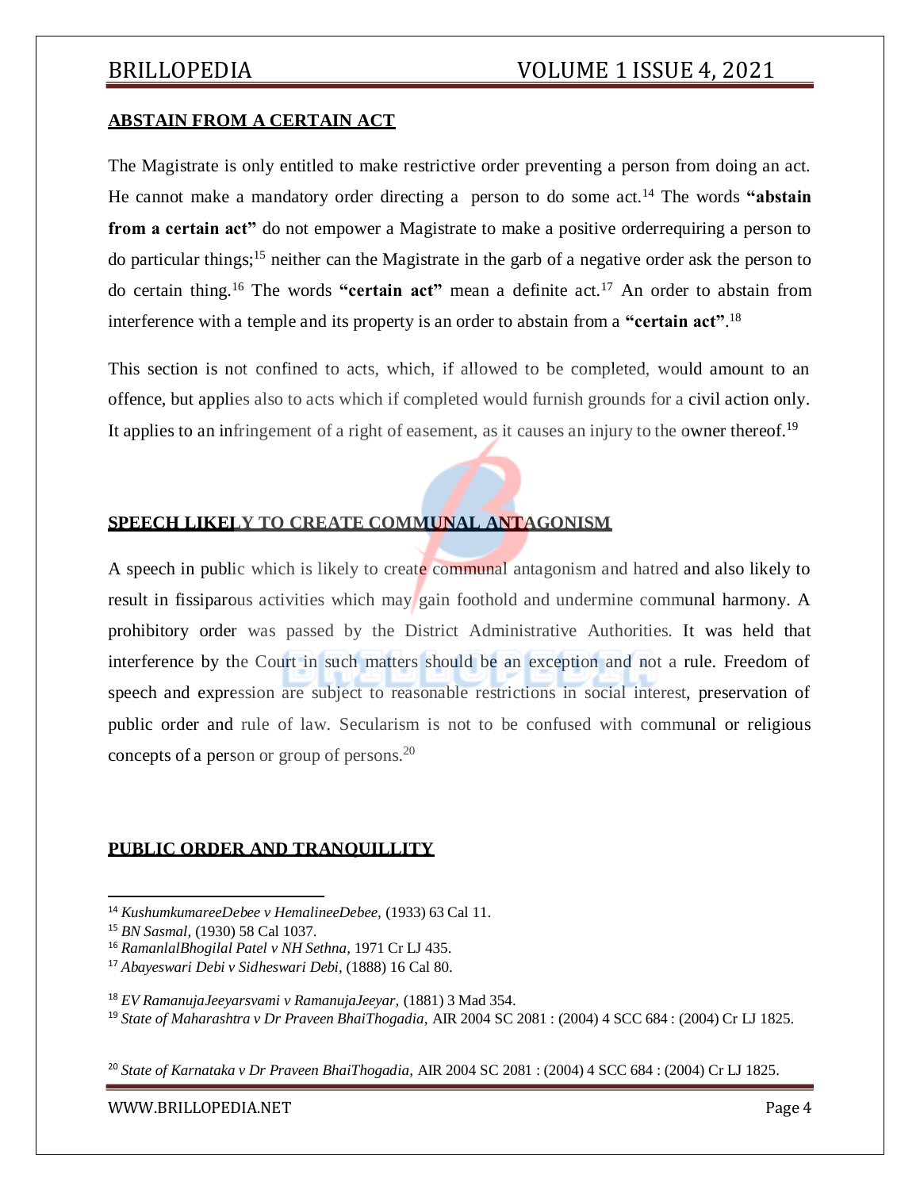**ABSTAIN FROM A CERTAIN ACT**

The Magistrate is only entitled to make restrictive order preventing a person from doing an act. He cannot make a mandatory order directing a person to do some act.[14] The words **"abstain from a certain act"** do not empower a Magistrate to make a positive orderrequiring a person to do particular things;[15] neither can the Magistrate in the garb of a negative order ask the person to do certain thing.[16] The words **"certain act"** mean a definite act.[17] An order to abstain from interference with a temple and its property is an order to abstain from a **"certain act"**.[18]

This section is not confined to acts, which, if allowed to be completed, would amount to an offence, but applies also to acts which if completed would furnish grounds for a civil action only. It applies to an infringement of a right of easement, as it causes an injury to the owner thereof.[19]

**SPEECH LIKELY TO CREATE COMMUNAL ANTAGONISM**

A speech in public which is likely to create communal antagonism and hatred and also likely to result in fissiparous activities which may gain foothold and undermine communal harmony. A prohibitory order was passed by the District Administrative Authorities. It was held that interference by the Court in such matters should be an exception and not a rule. Freedom of speech and expression are subject to reasonable restrictions in social interest, preservation of public order and rule of law. Secularism is not to be confused with communal or religious concepts of a person or group of persons.[20]

**PUBLIC ORDER AND TRANQUILLITY**

---

[14] *KushumkumareeDebee v HemalineeDebee*, (1933) 63 Cal 11.

[15] *BN Sasmal*, (1930) 58 Cal 1037.

[16] *RamanlalBhogilal Patel v NH Sethna*, 1971 Cr LJ 435.

[17] *Abayeswari Debi v Sidheswari Debi*, (1888) 16 Cal 80.

[18] *EV RamanujaJeeyarsvami v RamanujaJeeyar*, (1881) 3 Mad 354.

[19] *State of Maharashtra v Dr Praveen BhaiThogadia*, AIR 2004 SC 2081 : (2004) 4 SCC 684 : (2004) Cr LJ 1825.

[20] *State of Karnataka v Dr Praveen BhaiThogadia*, AIR 2004 SC 2081 : (2004) 4 SCC 684 : (2004) Cr LJ 1825.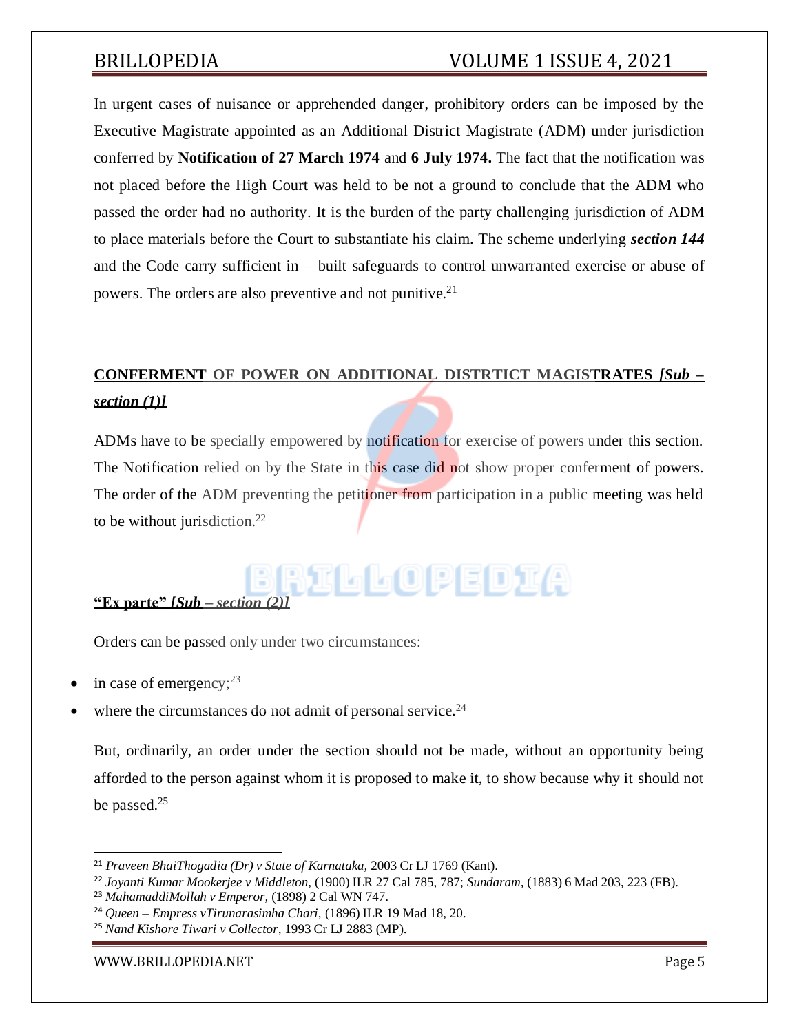In urgent cases of nuisance or apprehended danger, prohibitory orders can be imposed by the Executive Magistrate appointed as an Additional District Magistrate (ADM) under jurisdiction conferred by **Notification of 27 March 1974** and **6 July 1974.** The fact that the notification was not placed before the High Court was held to be not a ground to conclude that the ADM who passed the order had no authority. It is the burden of the party challenging jurisdiction of ADM to place materials before the Court to substantiate his claim. The scheme underlying ***section 144*** and the Code carry sufficient in – built safeguards to control unwarranted exercise or abuse of powers. The orders are also preventive and not punitive.[21]

## CONFERMENT OF POWER ON ADDITIONAL DISTRTICT MAGISTRATES *[Sub – section (1)]*

ADMs have to be specially empowered by notification for exercise of powers under this section. The Notification relied on by the State in this case did not show proper conferment of powers. The order of the ADM preventing the petitioner from participation in a public meeting was held to be without jurisdiction.[22]

## "Ex parte" *[Sub – section (2)]*

Orders can be passed only under two circumstances:

- in case of emergency;[23]
- where the circumstances do not admit of personal service.[24]

But, ordinarily, an order under the section should not be made, without an opportunity being afforded to the person against whom it is proposed to make it, to show because why it should not be passed.[25]

---

[21] *Praveen BhaiThogadia (Dr) v State of Karnataka*, 2003 Cr LJ 1769 (Kant).

[22] *Joyanti Kumar Mookerjee v Middleton*, (1900) ILR 27 Cal 785, 787; *Sundaram*, (1883) 6 Mad 203, 223 (FB).

[23] *MahamaddiMollah v Emperor*, (1898) 2 Cal WN 747.

[24] *Queen – Empress vTirunarasimha Chari*, (1896) ILR 19 Mad 18, 20.

[25] *Nand Kishore Tiwari v Collector*, 1993 Cr LJ 2883 (MP).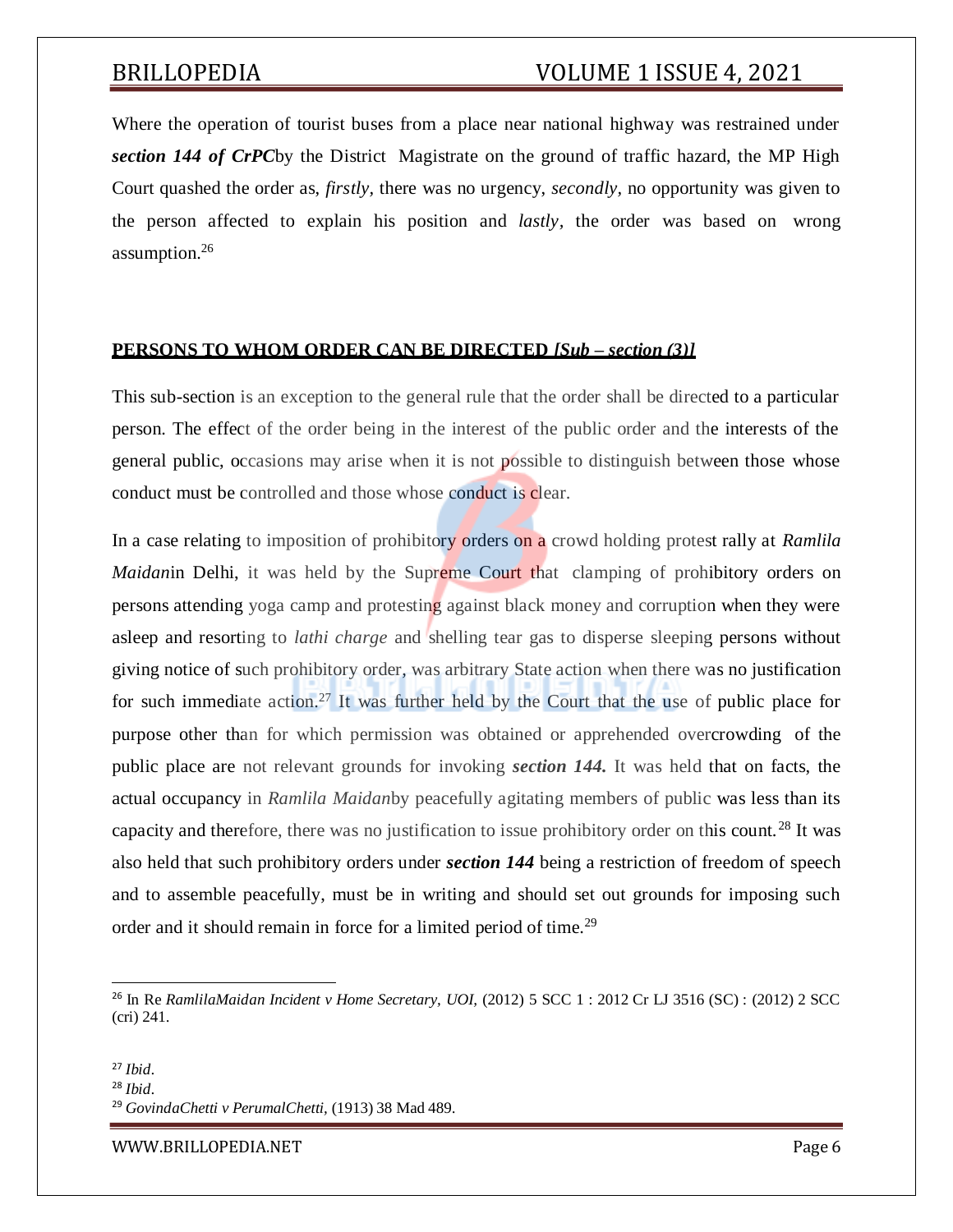Where the operation of tourist buses from a place near national highway was restrained under ***section 144 of CrPC***by the District Magistrate on the ground of traffic hazard, the MP High Court quashed the order as, *firstly*, there was no urgency, *secondly*, no opportunity was given to the person affected to explain his position and *lastly*, the order was based on wrong assumption.[26]

## **PERSONS TO WHOM ORDER CAN BE DIRECTED *[Sub – section (3)]***

This sub-section is an exception to the general rule that the order shall be directed to a particular person. The effect of the order being in the interest of the public order and the interests of the general public, occasions may arise when it is not possible to distinguish between those whose conduct must be controlled and those whose conduct is clear.

In a case relating to imposition of prohibitory orders on a crowd holding protest rally at *Ramlila Maidan*in Delhi, it was held by the Supreme Court that clamping of prohibitory orders on persons attending yoga camp and protesting against black money and corruption when they were asleep and resorting to *lathi charge* and shelling tear gas to disperse sleeping persons without giving notice of such prohibitory order, was arbitrary State action when there was no justification for such immediate action.[27] It was further held by the Court that the use of public place for purpose other than for which permission was obtained or apprehended overcrowding of the public place are not relevant grounds for invoking ***section 144.*** It was held that on facts, the actual occupancy in *Ramlila Maidan*by peacefully agitating members of public was less than its capacity and therefore, there was no justification to issue prohibitory order on this count.[28] It was also held that such prohibitory orders under ***section 144*** being a restriction of freedom of speech and to assemble peacefully, must be in writing and should set out grounds for imposing such order and it should remain in force for a limited period of time.[29]

---

[26] In Re *RamlilaMaidan Incident v Home Secretary, UOI,* (2012) 5 SCC 1 : 2012 Cr LJ 3516 (SC) : (2012) 2 SCC (cri) 241.

[27] *Ibid*.

[28] *Ibid*.

[29] *GovindaChetti v PerumalChetti*, (1913) 38 Mad 489.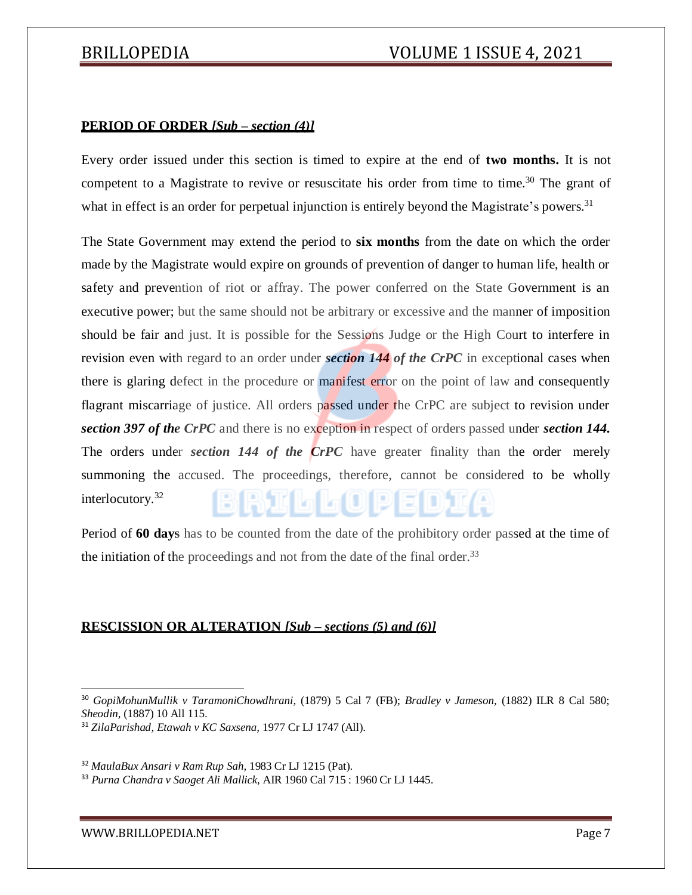**PERIOD OF ORDER** ***[Sub – section (4)]***

Every order issued under this section is timed to expire at the end of **two months.** It is not competent to a Magistrate to revive or resuscitate his order from time to time.[30] The grant of what in effect is an order for perpetual injunction is entirely beyond the Magistrate's powers.[31]

The State Government may extend the period to **six months** from the date on which the order made by the Magistrate would expire on grounds of prevention of danger to human life, health or safety and prevention of riot or affray. The power conferred on the State Government is an executive power; but the same should not be arbitrary or excessive and the manner of imposition should be fair and just. It is possible for the Sessions Judge or the High Court to interfere in revision even with regard to an order under ***section 144 of the CrPC*** in exceptional cases when there is glaring defect in the procedure or manifest error on the point of law and consequently flagrant miscarriage of justice. All orders passed under the CrPC are subject to revision under ***section 397 of the CrPC*** and there is no exception in respect of orders passed under ***section 144.*** The orders under ***section 144 of the CrPC*** have greater finality than the order merely summoning the accused. The proceedings, therefore, cannot be considered to be wholly interlocutory.[32]

Period of **60 days** has to be counted from the date of the prohibitory order passed at the time of the initiation of the proceedings and not from the date of the final order.[33]

**RESCISSION OR ALTERATION** ***[Sub – sections (5) and (6)]***

---

[30] *GopiMohunMullik v TaramoniChowdhrani,* (1879) 5 Cal 7 (FB); *Bradley v Jameson,* (1882) ILR 8 Cal 580; *Sheodin,* (1887) 10 All 115.

[31] *ZilaParishad, Etawah v KC Saxsena,* 1977 Cr LJ 1747 (All).

[32] *MaulaBux Ansari v Ram Rup Sah,* 1983 Cr LJ 1215 (Pat).

[33] *Purna Chandra v Saoget Ali Mallick,* AIR 1960 Cal 715 : 1960 Cr LJ 1445.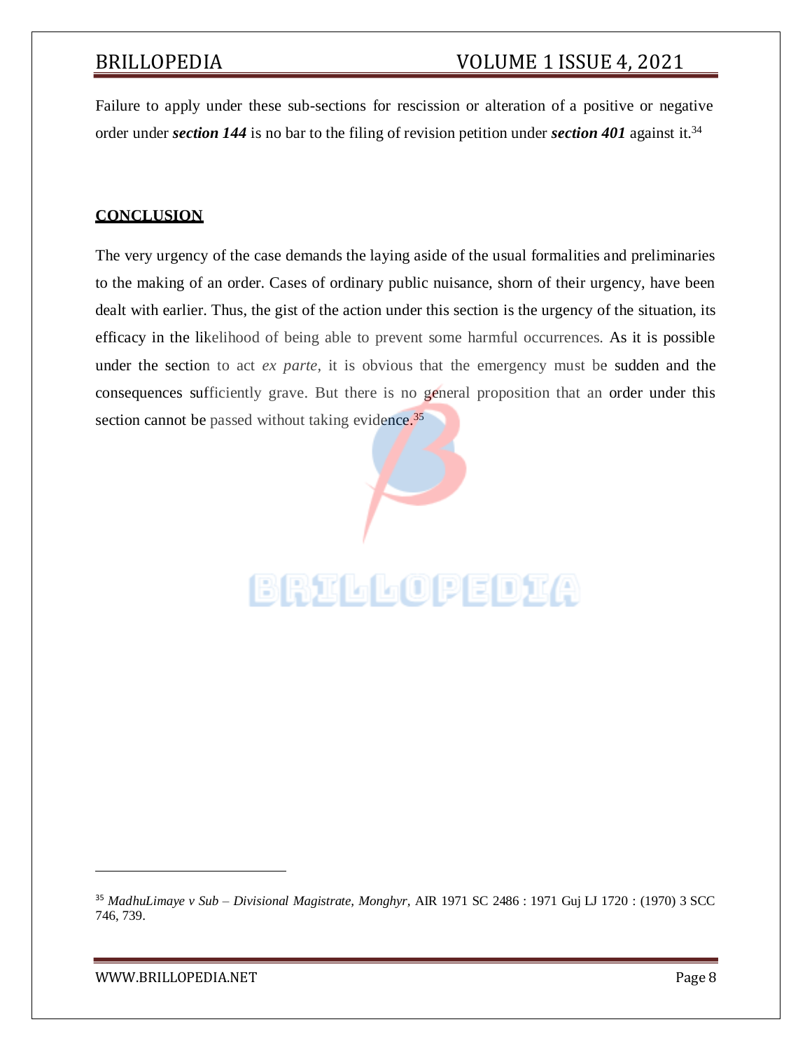Failure to apply under these sub-sections for rescission or alteration of a positive or negative order under ***section 144*** is no bar to the filing of revision petition under ***section 401*** against it.[34]

## CONCLUSION

The very urgency of the case demands the laying aside of the usual formalities and preliminaries to the making of an order. Cases of ordinary public nuisance, shorn of their urgency, have been dealt with earlier. Thus, the gist of the action under this section is the urgency of the situation, its efficacy in the likelihood of being able to prevent some harmful occurrences. As it is possible under the section to act *ex parte*, it is obvious that the emergency must be sudden and the consequences sufficiently grave. But there is no general proposition that an order under this section cannot be passed without taking evidence.[35]

---

[35] *MadhuLimaye v Sub – Divisional Magistrate, Monghyr,* AIR 1971 SC 2486 : 1971 Guj LJ 1720 : (1970) 3 SCC 746, 739.